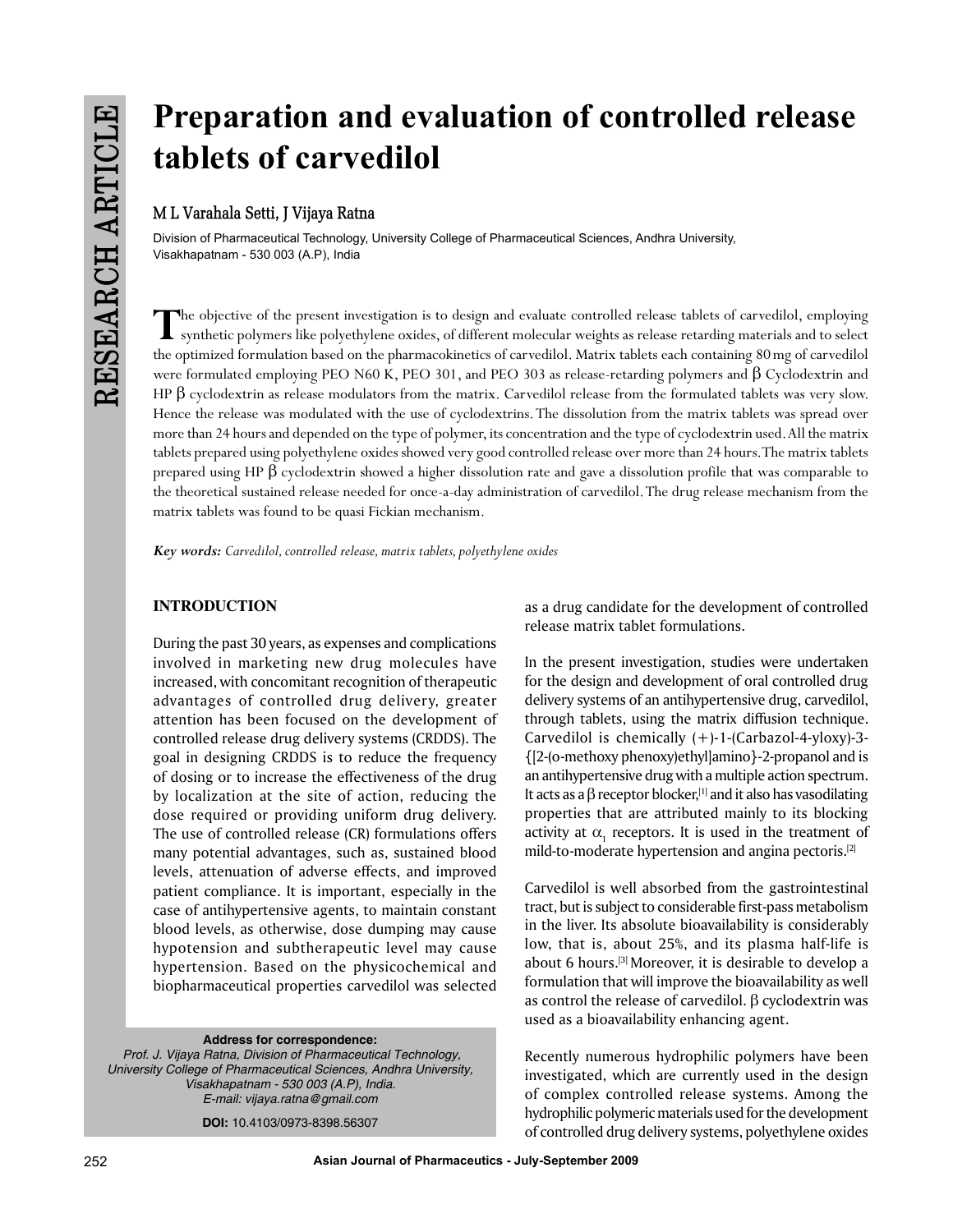# Preparation and evaluation of controlled release tablets of carvedilol

M L Varahala Setti, J Vijaya Ratna

Division of Pharmaceutical Technology, University College of Pharmaceutical Sciences, Andhra University, Visakhapatnam - 530 003 (A.P), India

The objective of the present investigation is to design and evaluate controlled release tablets of carvedilol, employing synthetic polymers like polyethylene oxides, of different molecular weights as release retarding materials and to select the optimized formulation based on the pharmacokinetics of carvedilol. Matrix tablets each containing 80 mg of carvedilol were formulated employing PEO N60 K, PEO 301, and PEO 303 as release-retarding polymers and β Cyclodextrin and HP β cyclodextrin as release modulators from the matrix. Carvedilol release from the formulated tablets was very slow. Hence the release was modulated with the use of cyclodextrins. The dissolution from the matrix tablets was spread over more than 24 hours and depended on the type of polymer, its concentration and the type of cyclodextrin used. All the matrix tablets prepared using polyethylene oxides showed very good controlled release over more than 24 hours. The matrix tablets prepared using HP β cyclodextrin showed a higher dissolution rate and gave a dissolution profile that was comparable to the theoretical sustained release needed for once-a-day administration of carvedilol. The drug release mechanism from the matrix tablets was found to be quasi Fickian mechanism.

***Key words:*** *Carvedilol, controlled release, matrix tablets, polyethylene oxides*

## INTRODUCTION

During the past 30 years, as expenses and complications involved in marketing new drug molecules have increased, with concomitant recognition of therapeutic advantages of controlled drug delivery, greater attention has been focused on the development of controlled release drug delivery systems (CRDDS). The goal in designing CRDDS is to reduce the frequency of dosing or to increase the effectiveness of the drug by localization at the site of action, reducing the dose required or providing uniform drug delivery. The use of controlled release (CR) formulations offers many potential advantages, such as, sustained blood levels, attenuation of adverse effects, and improved patient compliance. It is important, especially in the case of antihypertensive agents, to maintain constant blood levels, as otherwise, dose dumping may cause hypotension and subtherapeutic level may cause hypertension. Based on the physicochemical and biopharmaceutical properties carvedilol was selected as a drug candidate for the development of controlled release matrix tablet formulations.

In the present investigation, studies were undertaken for the design and development of oral controlled drug delivery systems of an antihypertensive drug, carvedilol, through tablets, using the matrix diffusion technique. Carvedilol is chemically (+)-1-(Carbazol-4-yloxy)-3-{[2-(o-methoxy phenoxy)ethyl]amino}-2-propanol and is an antihypertensive drug with a multiple action spectrum. It acts as a β receptor blocker,[1] and it also has vasodilating properties that are attributed mainly to its blocking activity at $\alpha_1$ receptors. It is used in the treatment of mild-to-moderate hypertension and angina pectoris.[2]

Carvedilol is well absorbed from the gastrointestinal tract, but is subject to considerable first-pass metabolism in the liver. Its absolute bioavailability is considerably low, that is, about 25%, and its plasma half-life is about 6 hours.[3] Moreover, it is desirable to develop a formulation that will improve the bioavailability as well as control the release of carvedilol. β cyclodextrin was used as a bioavailability enhancing agent.

Recently numerous hydrophilic polymers have been investigated, which are currently used in the design of complex controlled release systems. Among the hydrophilic polymeric materials used for the development of controlled drug delivery systems, polyethylene oxides

**Address for correspondence:**
*Prof. J. Vijaya Ratna, Division of Pharmaceutical Technology, University College of Pharmaceutical Sciences, Andhra University, Visakhapatnam - 530 003 (A.P), India.*
*E-mail: vijaya.ratna@gmail.com*

**DOI:** 10.4103/0973-8398.56307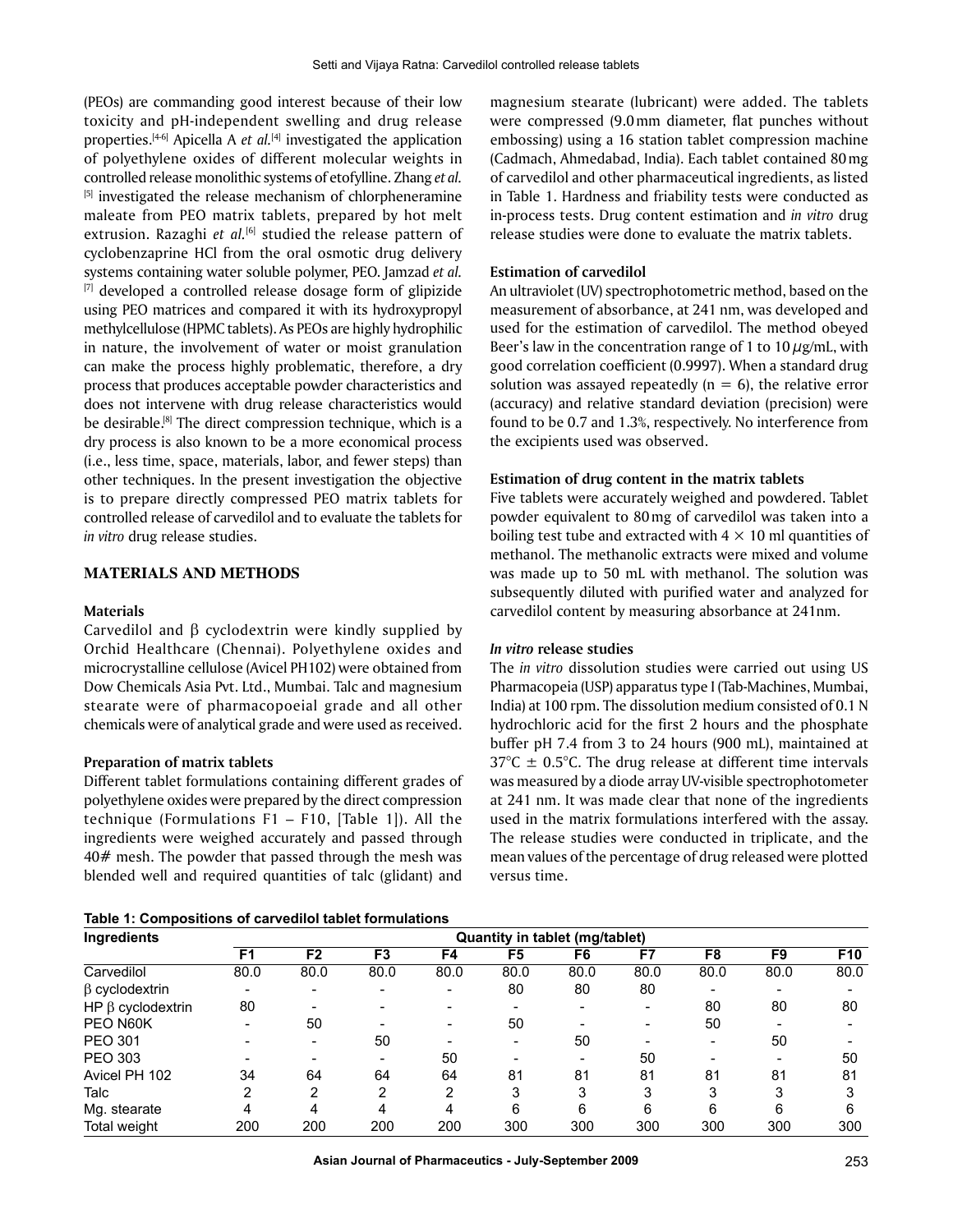(PEOs) are commanding good interest because of their low toxicity and pH-independent swelling and drug release properties.[4-6] Apicella A *et al.*[4] investigated the application of polyethylene oxides of different molecular weights in controlled release monolithic systems of etofylline. Zhang *et al.*[5] investigated the release mechanism of chlorpheneramine maleate from PEO matrix tablets, prepared by hot melt extrusion. Razaghi *et al.*[6] studied the release pattern of cyclobenzaprine HCl from the oral osmotic drug delivery systems containing water soluble polymer, PEO. Jamzad *et al.*[7] developed a controlled release dosage form of glipizide using PEO matrices and compared it with its hydroxypropyl methylcellulose (HPMC tablets). As PEOs are highly hydrophilic in nature, the involvement of water or moist granulation can make the process highly problematic, therefore, a dry process that produces acceptable powder characteristics and does not intervene with drug release characteristics would be desirable.[8] The direct compression technique, which is a dry process is also known to be a more economical process (i.e., less time, space, materials, labor, and fewer steps) than other techniques. In the present investigation the objective is to prepare directly compressed PEO matrix tablets for controlled release of carvedilol and to evaluate the tablets for *in vitro* drug release studies.

## MATERIALS AND METHODS

### Materials

Carvedilol and β cyclodextrin were kindly supplied by Orchid Healthcare (Chennai). Polyethylene oxides and microcrystalline cellulose (Avicel PH102) were obtained from Dow Chemicals Asia Pvt. Ltd., Mumbai. Talc and magnesium stearate were of pharmacopoeial grade and all other chemicals were of analytical grade and were used as received.

### Preparation of matrix tablets

Different tablet formulations containing different grades of polyethylene oxides were prepared by the direct compression technique (Formulations F1 – F10, [Table 1]). All the ingredients were weighed accurately and passed through 40# mesh. The powder that passed through the mesh was blended well and required quantities of talc (glidant) and magnesium stearate (lubricant) were added. The tablets were compressed (9.0 mm diameter, flat punches without embossing) using a 16 station tablet compression machine (Cadmach, Ahmedabad, India). Each tablet contained 80 mg of carvedilol and other pharmaceutical ingredients, as listed in Table 1. Hardness and friability tests were conducted as in-process tests. Drug content estimation and *in vitro* drug release studies were done to evaluate the matrix tablets.

### Estimation of carvedilol

An ultraviolet (UV) spectrophotometric method, based on the measurement of absorbance, at 241 nm, was developed and used for the estimation of carvedilol. The method obeyed Beer's law in the concentration range of 1 to 10 $\mu$g/mL, with good correlation coefficient (0.9997). When a standard drug solution was assayed repeatedly (n = 6), the relative error (accuracy) and relative standard deviation (precision) were found to be 0.7 and 1.3%, respectively. No interference from the excipients used was observed.

### Estimation of drug content in the matrix tablets

Five tablets were accurately weighed and powdered. Tablet powder equivalent to 80 mg of carvedilol was taken into a boiling test tube and extracted with 4 × 10 ml quantities of methanol. The methanolic extracts were mixed and volume was made up to 50 mL with methanol. The solution was subsequently diluted with purified water and analyzed for carvedilol content by measuring absorbance at 241nm.

### *In vitro* release studies

The *in vitro* dissolution studies were carried out using US Pharmacopeia (USP) apparatus type I (Tab-Machines, Mumbai, India) at 100 rpm. The dissolution medium consisted of 0.1 N hydrochloric acid for the first 2 hours and the phosphate buffer pH 7.4 from 3 to 24 hours (900 mL), maintained at 37°C ± 0.5°C. The drug release at different time intervals was measured by a diode array UV-visible spectrophotometer at 241 nm. It was made clear that none of the ingredients used in the matrix formulations interfered with the assay. The release studies were conducted in triplicate, and the mean values of the percentage of drug released were plotted versus time.

**Table 1: Compositions of carvedilol tablet formulations**

| Ingredients | Quantity in tablet (mg/tablet) | | | | | | | | | |
|---|---|---|---|---|---|---|---|---|---|---|
| | F1 | F2 | F3 | F4 | F5 | F6 | F7 | F8 | F9 | F10 |
| Carvedilol | 80.0 | 80.0 | 80.0 | 80.0 | 80.0 | 80.0 | 80.0 | 80.0 | 80.0 | 80.0 |
| β cyclodextrin | - | - | - | - | 80 | 80 | 80 | - | - | - |
| HP β cyclodextrin | 80 | - | - | - | - | - | - | 80 | 80 | 80 |
| PEO N60K | - | 50 | - | - | 50 | - | - | 50 | - | - |
| PEO 301 | - | - | 50 | - | - | 50 | - | - | 50 | - |
| PEO 303 | - | - | - | 50 | - | - | 50 | - | - | 50 |
| Avicel PH 102 | 34 | 64 | 64 | 64 | 81 | 81 | 81 | 81 | 81 | 81 |
| Talc | 2 | 2 | 2 | 2 | 3 | 3 | 3 | 3 | 3 | 3 |
| Mg. stearate | 4 | 4 | 4 | 4 | 6 | 6 | 6 | 6 | 6 | 6 |
| Total weight | 200 | 200 | 200 | 200 | 300 | 300 | 300 | 300 | 300 | 300 |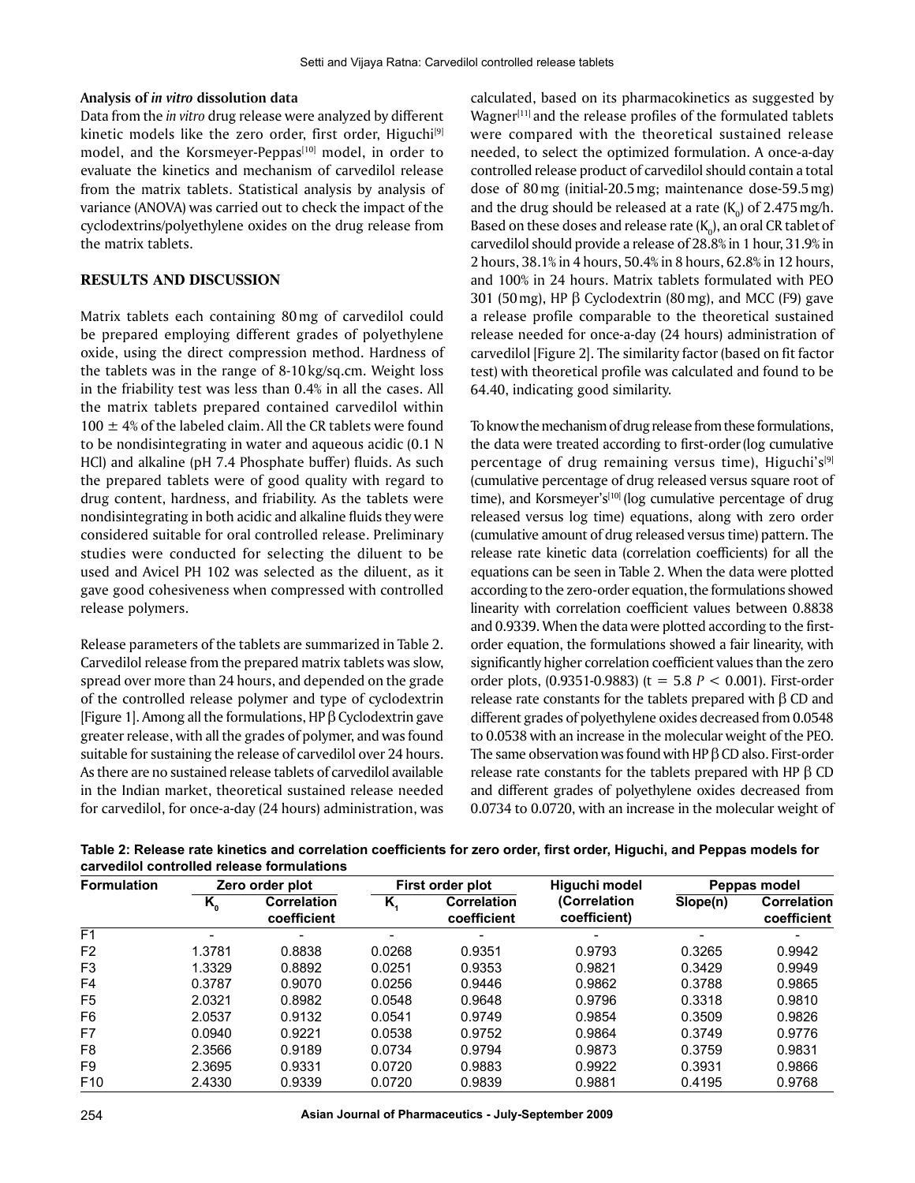### Analysis of *in vitro* dissolution data

Data from the *in vitro* drug release were analyzed by different kinetic models like the zero order, first order, Higuchi[9] model, and the Korsmeyer-Peppas[10] model, in order to evaluate the kinetics and mechanism of carvedilol release from the matrix tablets. Statistical analysis by analysis of variance (ANOVA) was carried out to check the impact of the cyclodextrins/polyethylene oxides on the drug release from the matrix tablets.

## RESULTS AND DISCUSSION

Matrix tablets each containing 80 mg of carvedilol could be prepared employing different grades of polyethylene oxide, using the direct compression method. Hardness of the tablets was in the range of 8-10 kg/sq.cm. Weight loss in the friability test was less than 0.4% in all the cases. All the matrix tablets prepared contained carvedilol within 100 ± 4% of the labeled claim. All the CR tablets were found to be nondisintegrating in water and aqueous acidic (0.1 N HCl) and alkaline (pH 7.4 Phosphate buffer) fluids. As such the prepared tablets were of good quality with regard to drug content, hardness, and friability. As the tablets were nondisintegrating in both acidic and alkaline fluids they were considered suitable for oral controlled release. Preliminary studies were conducted for selecting the diluent to be used and Avicel PH 102 was selected as the diluent, as it gave good cohesiveness when compressed with controlled release polymers.

Release parameters of the tablets are summarized in Table 2. Carvedilol release from the prepared matrix tablets was slow, spread over more than 24 hours, and depended on the grade of the controlled release polymer and type of cyclodextrin [Figure 1]. Among all the formulations, HP β Cyclodextrin gave greater release, with all the grades of polymer, and was found suitable for sustaining the release of carvedilol over 24 hours. As there are no sustained release tablets of carvedilol available in the Indian market, theoretical sustained release needed for carvedilol, for once-a-day (24 hours) administration, was calculated, based on its pharmacokinetics as suggested by Wagner[11] and the release profiles of the formulated tablets were compared with the theoretical sustained release needed, to select the optimized formulation. A once-a-day controlled release product of carvedilol should contain a total dose of 80 mg (initial-20.5 mg; maintenance dose-59.5 mg) and the drug should be released at a rate ($K_0$) of 2.475 mg/h. Based on these doses and release rate ($K_0$), an oral CR tablet of carvedilol should provide a release of 28.8% in 1 hour, 31.9% in 2 hours, 38.1% in 4 hours, 50.4% in 8 hours, 62.8% in 12 hours, and 100% in 24 hours. Matrix tablets formulated with PEO 301 (50 mg), HP β Cyclodextrin (80 mg), and MCC (F9) gave a release profile comparable to the theoretical sustained release needed for once-a-day (24 hours) administration of carvedilol [Figure 2]. The similarity factor (based on fit factor test) with theoretical profile was calculated and found to be 64.40, indicating good similarity.

To know the mechanism of drug release from these formulations, the data were treated according to first-order (log cumulative percentage of drug remaining versus time), Higuchi's[9] (cumulative percentage of drug released versus square root of time), and Korsmeyer's[10] (log cumulative percentage of drug released versus log time) equations, along with zero order (cumulative amount of drug released versus time) pattern. The release rate kinetic data (correlation coefficients) for all the equations can be seen in Table 2. When the data were plotted according to the zero-order equation, the formulations showed linearity with correlation coefficient values between 0.8838 and 0.9339. When the data were plotted according to the first-order equation, the formulations showed a fair linearity, with significantly higher correlation coefficient values than the zero order plots, (0.9351-0.9883) ($t = 5.8$ $P < 0.001$). First-order release rate constants for the tablets prepared with β CD and different grades of polyethylene oxides decreased from 0.0548 to 0.0538 with an increase in the molecular weight of the PEO. The same observation was found with HP β CD also. First-order release rate constants for the tablets prepared with HP β CD and different grades of polyethylene oxides decreased from 0.0734 to 0.0720, with an increase in the molecular weight of

**Table 2: Release rate kinetics and correlation coefficients for zero order, first order, Higuchi, and Peppas models for carvedilol controlled release formulations**

| Formulation | Zero order plot | | First order plot | | Higuchi model | Peppas model | |
|---|---|---|---|---|---|---|---|
| | $K_0$ | Correlation coefficient | $K_1$ | Correlation coefficient | (Correlation coefficient) | Slope(n) | Correlation coefficient |
| F1 | - | - | - | - | - | - | - |
| F2 | 1.3781 | 0.8838 | 0.0268 | 0.9351 | 0.9793 | 0.3265 | 0.9942 |
| F3 | 1.3329 | 0.8892 | 0.0251 | 0.9353 | 0.9821 | 0.3429 | 0.9949 |
| F4 | 0.3787 | 0.9070 | 0.0256 | 0.9446 | 0.9862 | 0.3788 | 0.9865 |
| F5 | 2.0321 | 0.8982 | 0.0548 | 0.9648 | 0.9796 | 0.3318 | 0.9810 |
| F6 | 2.0537 | 0.9132 | 0.0541 | 0.9749 | 0.9854 | 0.3509 | 0.9826 |
| F7 | 0.0940 | 0.9221 | 0.0538 | 0.9752 | 0.9864 | 0.3749 | 0.9776 |
| F8 | 2.3566 | 0.9189 | 0.0734 | 0.9794 | 0.9873 | 0.3759 | 0.9831 |
| F9 | 2.3695 | 0.9331 | 0.0720 | 0.9883 | 0.9922 | 0.3931 | 0.9866 |
| F10 | 2.4330 | 0.9339 | 0.0720 | 0.9839 | 0.9881 | 0.4195 | 0.9768 |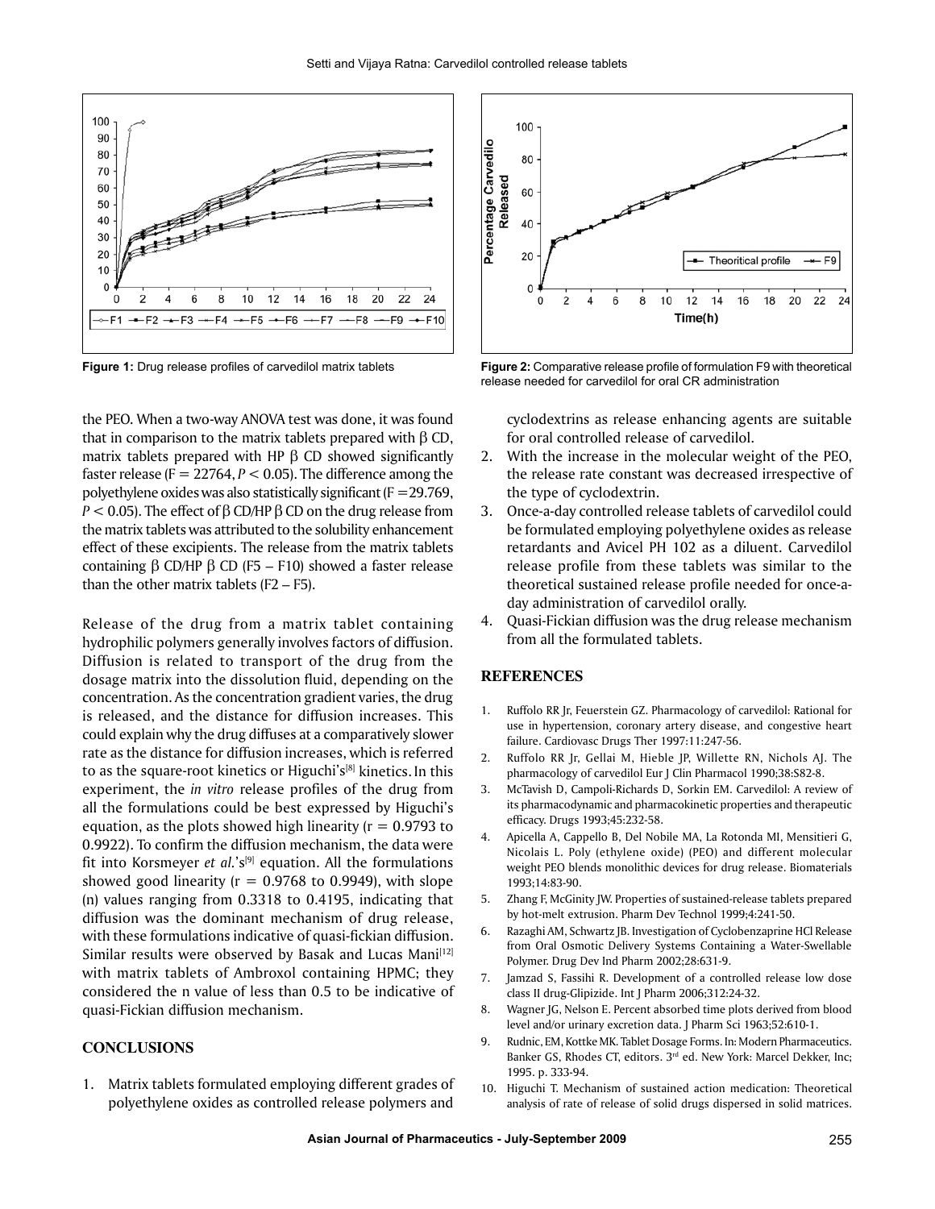Figure 1: Drug release profiles of carvedilol matrix tablets

Figure 2: Comparative release profile of formulation F9 with theoretical release needed for carvedilol for oral CR administration

the PEO. When a two-way ANOVA test was done, it was found that in comparison to the matrix tablets prepared with β CD, matrix tablets prepared with HP β CD showed significantly faster release ($F = 22764$, $P < 0.05$). The difference among the polyethylene oxides was also statistically significant ($F = 29.769$, $P < 0.05$). The effect of β CD/HP β CD on the drug release from the matrix tablets was attributed to the solubility enhancement effect of these excipients. The release from the matrix tablets containing β CD/HP β CD (F5 – F10) showed a faster release than the other matrix tablets (F2 – F5).

Release of the drug from a matrix tablet containing hydrophilic polymers generally involves factors of diffusion. Diffusion is related to transport of the drug from the dosage matrix into the dissolution fluid, depending on the concentration. As the concentration gradient varies, the drug is released, and the distance for diffusion increases. This could explain why the drug diffuses at a comparatively slower rate as the distance for diffusion increases, which is referred to as the square-root kinetics or Higuchi's[8] kinetics. In this experiment, the *in vitro* release profiles of the drug from all the formulations could be best expressed by Higuchi's equation, as the plots showed high linearity ($r = 0.9793$ to $0.9922$). To confirm the diffusion mechanism, the data were fit into Korsmeyer *et al.*'s[9] equation. All the formulations showed good linearity ($r = 0.9768$ to $0.9949$), with slope (n) values ranging from 0.3318 to 0.4195, indicating that diffusion was the dominant mechanism of drug release, with these formulations indicative of quasi-fickian diffusion. Similar results were observed by Basak and Lucas Mani[12] with matrix tablets of Ambroxol containing HPMC; they considered the n value of less than 0.5 to be indicative of quasi-Fickian diffusion mechanism.

## CONCLUSIONS

1. Matrix tablets formulated employing different grades of polyethylene oxides as controlled release polymers and cyclodextrins as release enhancing agents are suitable for oral controlled release of carvedilol.
2. With the increase in the molecular weight of the PEO, the release rate constant was decreased irrespective of the type of cyclodextrin.
3. Once-a-day controlled release tablets of carvedilol could be formulated employing polyethylene oxides as release retardants and Avicel PH 102 as a diluent. Carvedilol release profile from these tablets was similar to the theoretical sustained release profile needed for once-a-day administration of carvedilol orally.
4. Quasi-Fickian diffusion was the drug release mechanism from all the formulated tablets.

## REFERENCES

1. Ruffolo RR Jr, Feuerstein GZ. Pharmacology of carvedilol: Rational for use in hypertension, coronary artery disease, and congestive heart failure. Cardiovasc Drugs Ther 1997:11:247-56.
2. Ruffolo RR Jr, Gellai M, Hieble JP, Willette RN, Nichols AJ. The pharmacology of carvedilol Eur J Clin Pharmacol 1990;38:S82-8.
3. McTavish D, Campoli-Richards D, Sorkin EM. Carvedilol: A review of its pharmacodynamic and pharmacokinetic properties and therapeutic efficacy. Drugs 1993;45:232-58.
4. Apicella A, Cappello B, Del Nobile MA, La Rotonda MI, Mensitieri G, Nicolais L. Poly (ethylene oxide) (PEO) and different molecular weight PEO blends monolithic devices for drug release. Biomaterials 1993;14:83-90.
5. Zhang F, McGinity JW. Properties of sustained-release tablets prepared by hot-melt extrusion. Pharm Dev Technol 1999;4:241-50.
6. Razaghi AM, Schwartz JB. Investigation of Cyclobenzaprine HCl Release from Oral Osmotic Delivery Systems Containing a Water-Swellable Polymer. Drug Dev Ind Pharm 2002;28:631-9.
7. Jamzad S, Fassihi R. Development of a controlled release low dose class II drug-Glipizide. Int J Pharm 2006;312:24-32.
8. Wagner JG, Nelson E. Percent absorbed time plots derived from blood level and/or urinary excretion data. J Pharm Sci 1963;52:610-1.
9. Rudnic, EM, Kottke MK. Tablet Dosage Forms. In: Modern Pharmaceutics. Banker GS, Rhodes CT, editors. 3rd ed. New York: Marcel Dekker, Inc; 1995. p. 333-94.
10. Higuchi T. Mechanism of sustained action medication: Theoretical analysis of rate of release of solid drugs dispersed in solid matrices.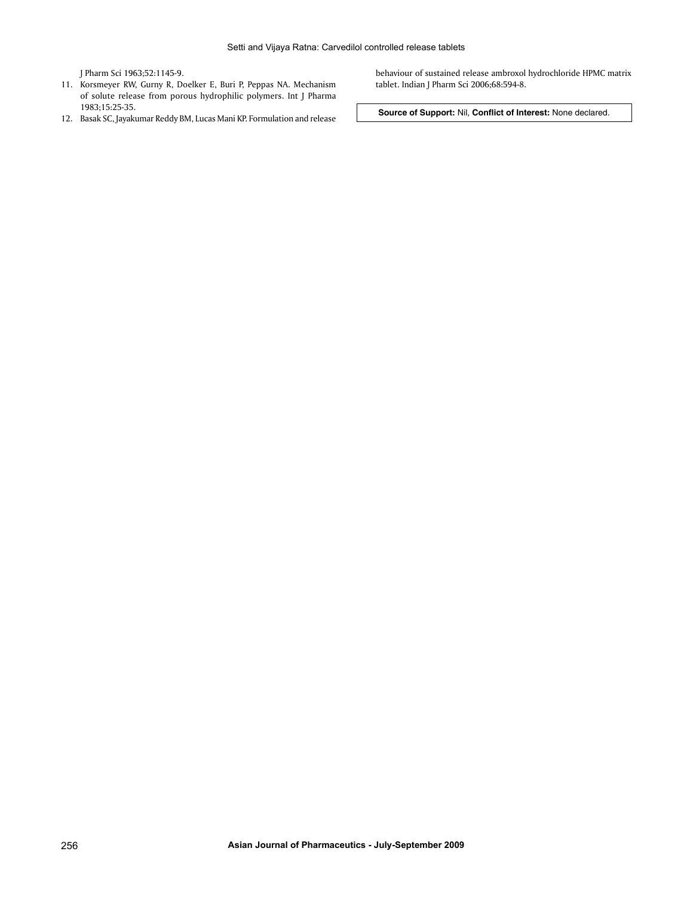J Pharm Sci 1963;52:1145-9.

11. Korsmeyer RW, Gurny R, Doelker E, Buri P, Peppas NA. Mechanism of solute release from porous hydrophilic polymers. Int J Pharma 1983;15:25-35.
12. Basak SC, Jayakumar Reddy BM, Lucas Mani KP. Formulation and release behaviour of sustained release ambroxol hydrochloride HPMC matrix tablet. Indian J Pharm Sci 2006;68:594-8.

**Source of Support:** Nil, **Conflict of Interest:** None declared.